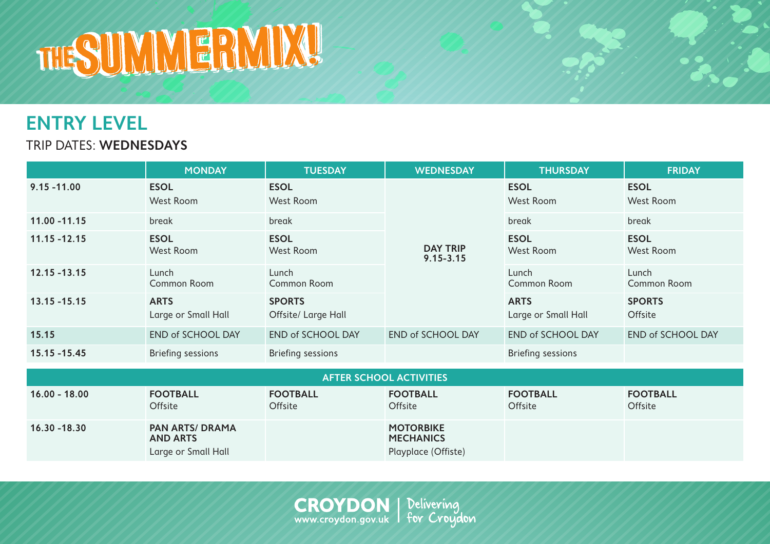# THE SUMMERMIX!

## ENTRY LEVEL

TRIP DATES: **WEDNESDAYS**

| | MONDAY | TUESDAY | WEDNESDAY | THURSDAY | FRIDAY |
|---|---|---|---|---|---|
| 9.15 -11.00 | **ESOL** West Room | **ESOL** West Room | **DAY TRIP 9.15-3.15** | **ESOL** West Room | **ESOL** West Room |
| 11.00 -11.15 | break | break | | break | break |
| 11.15 -12.15 | **ESOL** West Room | **ESOL** West Room | | **ESOL** West Room | **ESOL** West Room |
| 12.15 -13.15 | Lunch Common Room | Lunch Common Room | | Lunch Common Room | Lunch Common Room |
| 13.15 -15.15 | **ARTS** Large or Small Hall | **SPORTS** Offsite/ Large Hall | | **ARTS** Large or Small Hall | **SPORTS** Offsite |
| 15.15 | END of SCHOOL DAY | END of SCHOOL DAY | END of SCHOOL DAY | END of SCHOOL DAY | END of SCHOOL DAY |
| 15.15 -15.45 | Briefing sessions | Briefing sessions | | Briefing sessions | |
| **AFTER SCHOOL ACTIVITIES** | | | | | |
| 16.00 - 18.00 | **FOOTBALL** Offsite | **FOOTBALL** Offsite | **FOOTBALL** Offsite | **FOOTBALL** Offsite | **FOOTBALL** Offsite |
| 16.30 -18.30 | **PAN ARTS/ DRAMA AND ARTS** Large or Small Hall | | **MOTORBIKE MECHANICS** Playplace (Offiste) | | |

CROYDON www.croydon.gov.uk | Delivering for Croydon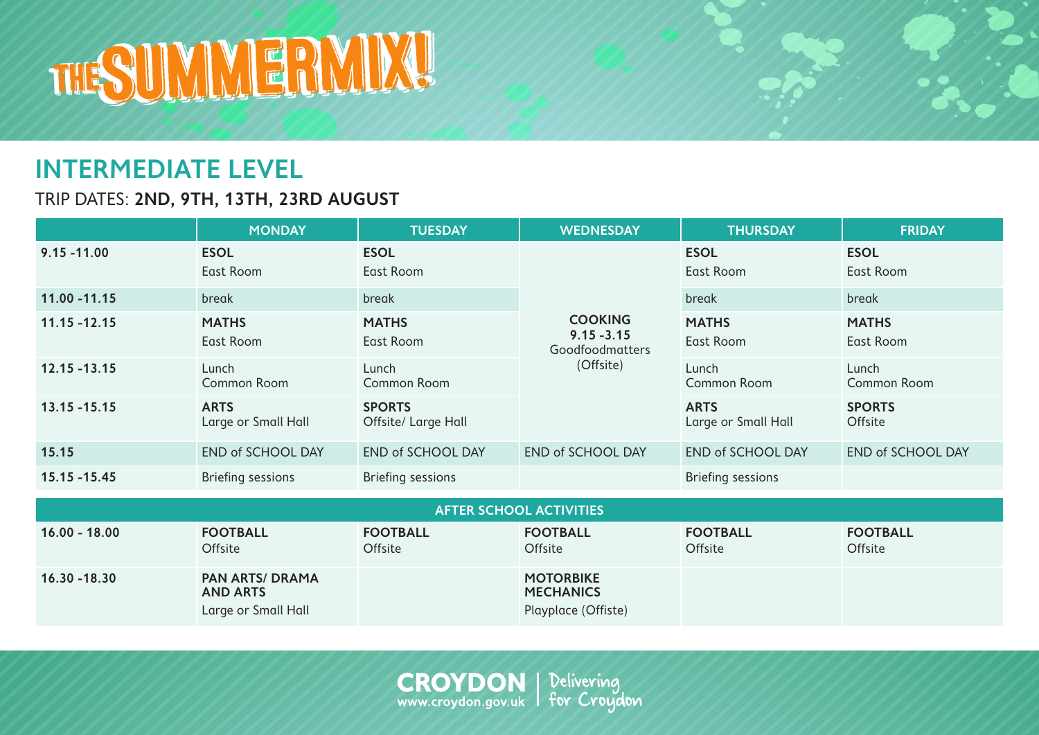# THE SUMMERMIX!

## INTERMEDIATE LEVEL

TRIP DATES: **2ND, 9TH, 13TH, 23RD AUGUST**

| | MONDAY | TUESDAY | WEDNESDAY | THURSDAY | FRIDAY |
|---|---|---|---|---|---|
| 9.15 -11.00 | **ESOL** East Room | **ESOL** East Room | | **ESOL** East Room | **ESOL** East Room |
| 11.00 -11.15 | break | break | | break | break |
| 11.15 -12.15 | **MATHS** East Room | **MATHS** East Room | **COOKING** **9.15 -3.15** Goodfoodmatters (Offsite) | **MATHS** East Room | **MATHS** East Room |
| 12.15 -13.15 | Lunch Common Room | Lunch Common Room | | Lunch Common Room | Lunch Common Room |
| 13.15 -15.15 | **ARTS** Large or Small Hall | **SPORTS** Offsite/ Large Hall | | **ARTS** Large or Small Hall | **SPORTS** Offsite |
| 15.15 | END of SCHOOL DAY | END of SCHOOL DAY | END of SCHOOL DAY | END of SCHOOL DAY | END of SCHOOL DAY |
| 15.15 -15.45 | Briefing sessions | Briefing sessions | | Briefing sessions | |

| AFTER SCHOOL ACTIVITIES | | | | | |
|---|---|---|---|---|---|
| 16.00 - 18.00 | **FOOTBALL** Offsite | **FOOTBALL** Offsite | **FOOTBALL** Offsite | **FOOTBALL** Offsite | **FOOTBALL** Offsite |
| 16.30 -18.30 | **PAN ARTS/ DRAMA AND ARTS** Large or Small Hall | | **MOTORBIKE MECHANICS** Playplace (Offsite) | | |

CROYDON www.croydon.gov.uk | Delivering for Croydon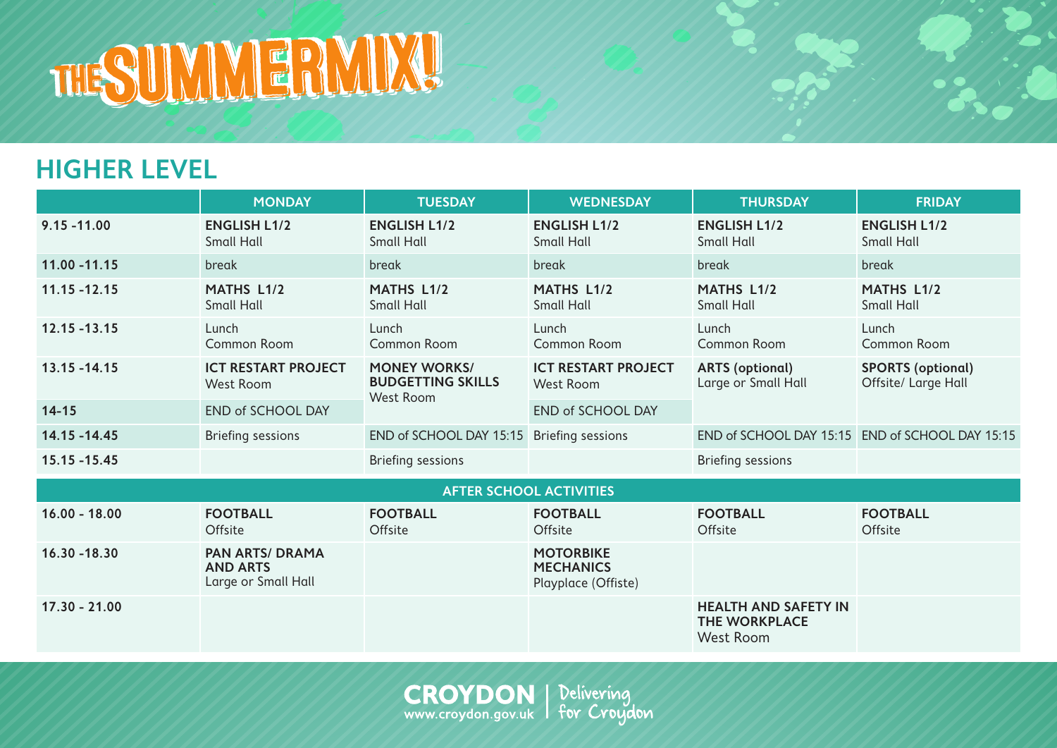# THE SUMMERMIX!

## HIGHER LEVEL

| | MONDAY | TUESDAY | WEDNESDAY | THURSDAY | FRIDAY |
|---|---|---|---|---|---|
| **9.15 -11.00** | **ENGLISH L1/2** Small Hall | **ENGLISH L1/2** Small Hall | **ENGLISH L1/2** Small Hall | **ENGLISH L1/2** Small Hall | **ENGLISH L1/2** Small Hall |
| **11.00 -11.15** | break | break | break | break | break |
| **11.15 -12.15** | **MATHS L1/2** Small Hall | **MATHS L1/2** Small Hall | **MATHS L1/2** Small Hall | **MATHS L1/2** Small Hall | **MATHS L1/2** Small Hall |
| **12.15 -13.15** | Lunch Common Room | Lunch Common Room | Lunch Common Room | Lunch Common Room | Lunch Common Room |
| **13.15 -14.15** | **ICT RESTART PROJECT** West Room | **MONEY WORKS/ BUDGETTING SKILLS** West Room | **ICT RESTART PROJECT** West Room | **ARTS (optional)** Large or Small Hall | **SPORTS (optional)** Offsite/ Large Hall |
| **14-15** | END of SCHOOL DAY | | END of SCHOOL DAY | | |
| **14.15 -14.45** | Briefing sessions | END of SCHOOL DAY 15:15 | Briefing sessions | END of SCHOOL DAY 15:15 | END of SCHOOL DAY 15:15 |
| **15.15 -15.45** | | Briefing sessions | | Briefing sessions | |
| **AFTER SCHOOL ACTIVITIES** | | | | | |
| **16.00 - 18.00** | **FOOTBALL** Offsite | **FOOTBALL** Offsite | **FOOTBALL** Offsite | **FOOTBALL** Offsite | **FOOTBALL** Offsite |
| **16.30 -18.30** | **PAN ARTS/ DRAMA AND ARTS** Large or Small Hall | | **MOTORBIKE MECHANICS** Playplace (Offiste) | | |
| **17.30 - 21.00** | | | | **HEALTH AND SAFETY IN THE WORKPLACE** West Room | |

CROYDON | Delivering for Croydon
www.croydon.gov.uk